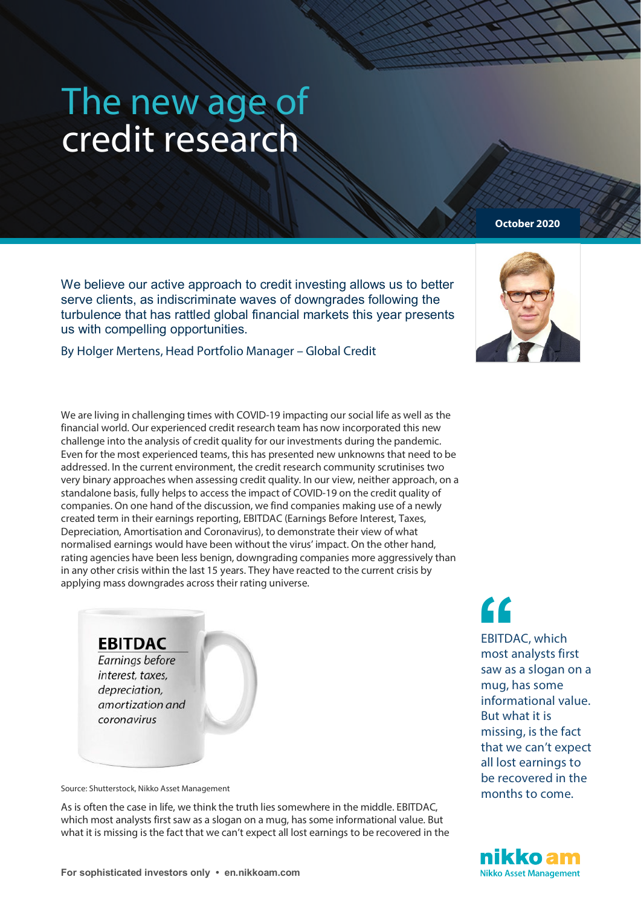# The new age of credit research

October 2020

We believe our active approach to credit investing allows us to better serve clients, as indiscriminate waves of downgrades following the turbulence that has rattled global financial markets this year presents us with compelling opportunities.

By Holger Mertens, Head Portfolio Manager – Global Credit

We are living in challenging times with COVID-19 impacting our social life as well as the financial world. Our experienced credit research team has now incorporated this new challenge into the analysis of credit quality for our investments during the pandemic. Even for the most experienced teams, this has presented new unknowns that need to be addressed. In the current environment, the credit research community scrutinises two very binary approaches when assessing credit quality. In our view, neither approach, on a standalone basis, fully helps to access the impact of COVID-19 on the credit quality of companies. On one hand of the discussion, we find companies making use of a newly created term in their earnings reporting, EBITDAC (Earnings Before Interest, Taxes, Depreciation, Amortisation and Coronavirus), to demonstrate their view of what normalised earnings would have been without the virus' impact. On the other hand, rating agencies have been less benign, downgrading companies more aggressively than in any other crisis within the last 15 years. They have reacted to the current crisis by applying mass downgrades across their rating universe.

**EBITDAC**
*Earnings before interest, taxes, depreciation, amortization and coronavirus*

Source: Shutterstock, Nikko Asset Management

> "EBITDAC, which most analysts first saw as a slogan on a mug, has some informational value. But what it is missing, is the fact that we can't expect all lost earnings to be recovered in the months to come.

As is often the case in life, we think the truth lies somewhere in the middle. EBITDAC, which most analysts first saw as a slogan on a mug, has some informational value. But what it is missing is the fact that we can't expect all lost earnings to be recovered in the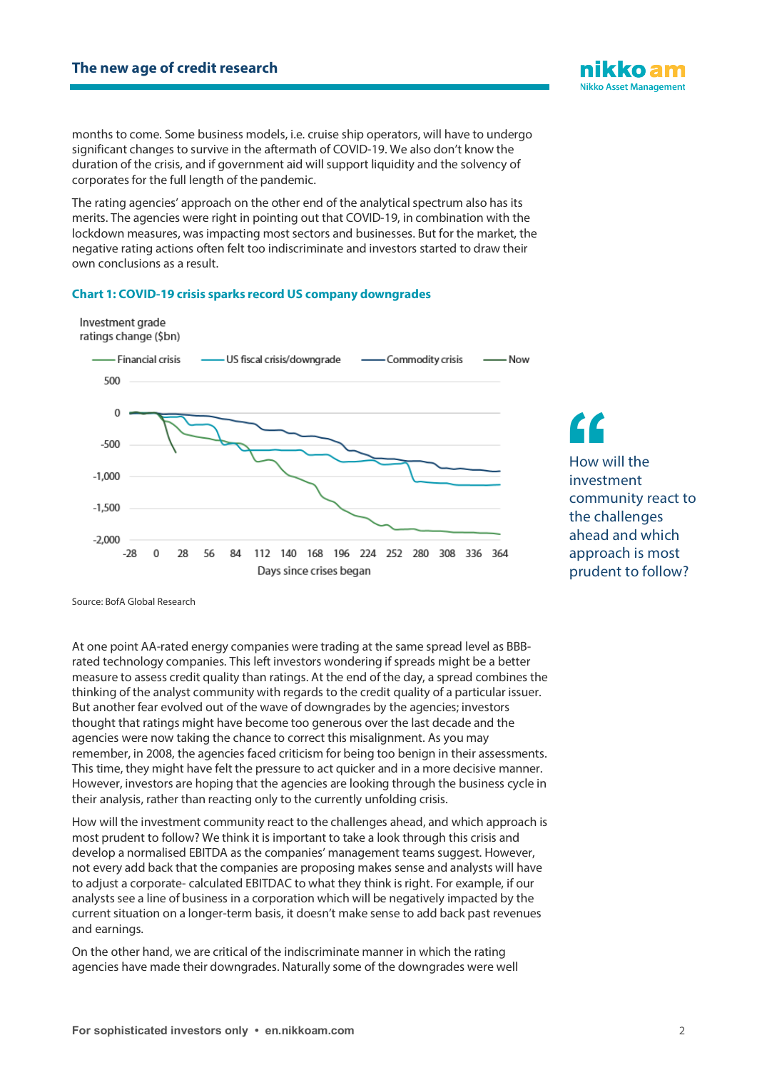months to come. Some business models, i.e. cruise ship operators, will have to undergo significant changes to survive in the aftermath of COVID-19. We also don't know the duration of the crisis, and if government aid will support liquidity and the solvency of corporates for the full length of the pandemic.

The rating agencies' approach on the other end of the analytical spectrum also has its merits. The agencies were right in pointing out that COVID-19, in combination with the lockdown measures, was impacting most sectors and businesses. But for the market, the negative rating actions often felt too indiscriminate and investors started to draw their own conclusions as a result.

**Chart 1: COVID-19 crisis sparks record US company downgrades**

Source: BofA Global Research

> How will the investment community react to the challenges ahead and which approach is most prudent to follow?

At one point AA-rated energy companies were trading at the same spread level as BBB-rated technology companies. This left investors wondering if spreads might be a better measure to assess credit quality than ratings. At the end of the day, a spread combines the thinking of the analyst community with regards to the credit quality of a particular issuer. But another fear evolved out of the wave of downgrades by the agencies; investors thought that ratings might have become too generous over the last decade and the agencies were now taking the chance to correct this misalignment. As you may remember, in 2008, the agencies faced criticism for being too benign in their assessments. This time, they might have felt the pressure to act quicker and in a more decisive manner. However, investors are hoping that the agencies are looking through the business cycle in their analysis, rather than reacting only to the currently unfolding crisis.

How will the investment community react to the challenges ahead, and which approach is most prudent to follow? We think it is important to take a look through this crisis and develop a normalised EBITDA as the companies' management teams suggest. However, not every add back that the companies are proposing makes sense and analysts will have to adjust a corporate- calculated EBITDAC to what they think is right. For example, if our analysts see a line of business in a corporation which will be negatively impacted by the current situation on a longer-term basis, it doesn't make sense to add back past revenues and earnings.

On the other hand, we are critical of the indiscriminate manner in which the rating agencies have made their downgrades. Naturally some of the downgrades were well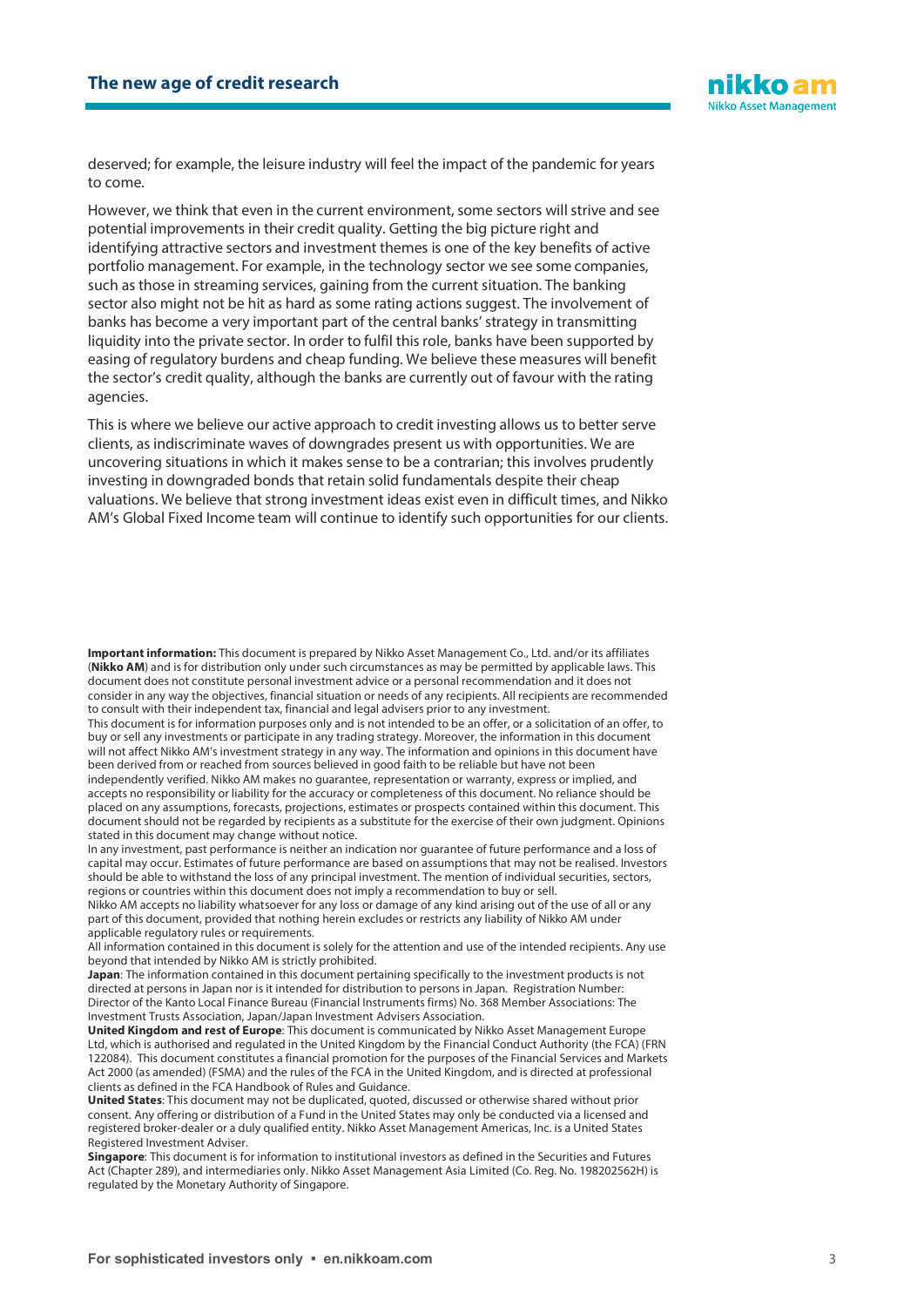deserved; for example, the leisure industry will feel the impact of the pandemic for years to come.

However, we think that even in the current environment, some sectors will strive and see potential improvements in their credit quality. Getting the big picture right and identifying attractive sectors and investment themes is one of the key benefits of active portfolio management. For example, in the technology sector we see some companies, such as those in streaming services, gaining from the current situation. The banking sector also might not be hit as hard as some rating actions suggest. The involvement of banks has become a very important part of the central banks' strategy in transmitting liquidity into the private sector. In order to fulfil this role, banks have been supported by easing of regulatory burdens and cheap funding. We believe these measures will benefit the sector's credit quality, although the banks are currently out of favour with the rating agencies.

This is where we believe our active approach to credit investing allows us to better serve clients, as indiscriminate waves of downgrades present us with opportunities. We are uncovering situations in which it makes sense to be a contrarian; this involves prudently investing in downgraded bonds that retain solid fundamentals despite their cheap valuations. We believe that strong investment ideas exist even in difficult times, and Nikko AM's Global Fixed Income team will continue to identify such opportunities for our clients.

**Important information:** This document is prepared by Nikko Asset Management Co., Ltd. and/or its affiliates (**Nikko AM**) and is for distribution only under such circumstances as may be permitted by applicable laws. This document does not constitute personal investment advice or a personal recommendation and it does not consider in any way the objectives, financial situation or needs of any recipients. All recipients are recommended to consult with their independent tax, financial and legal advisers prior to any investment.
This document is for information purposes only and is not intended to be an offer, or a solicitation of an offer, to buy or sell any investments or participate in any trading strategy. Moreover, the information in this document will not affect Nikko AM's investment strategy in any way. The information and opinions in this document have been derived from or reached from sources believed in good faith to be reliable but have not been independently verified. Nikko AM makes no guarantee, representation or warranty, express or implied, and accepts no responsibility or liability for the accuracy or completeness of this document. No reliance should be placed on any assumptions, forecasts, projections, estimates or prospects contained within this document. This document should not be regarded by recipients as a substitute for the exercise of their own judgment. Opinions stated in this document may change without notice.
In any investment, past performance is neither an indication nor guarantee of future performance and a loss of capital may occur. Estimates of future performance are based on assumptions that may not be realised. Investors should be able to withstand the loss of any principal investment. The mention of individual securities, sectors, regions or countries within this document does not imply a recommendation to buy or sell.
Nikko AM accepts no liability whatsoever for any loss or damage of any kind arising out of the use of all or any part of this document, provided that nothing herein excludes or restricts any liability of Nikko AM under applicable regulatory rules or requirements.
All information contained in this document is solely for the attention and use of the intended recipients. Any use beyond that intended by Nikko AM is strictly prohibited.
**Japan**: The information contained in this document pertaining specifically to the investment products is not directed at persons in Japan nor is it intended for distribution to persons in Japan. Registration Number: Director of the Kanto Local Finance Bureau (Financial Instruments firms) No. 368 Member Associations: The Investment Trusts Association, Japan/Japan Investment Advisers Association.
**United Kingdom and rest of Europe**: This document is communicated by Nikko Asset Management Europe Ltd, which is authorised and regulated in the United Kingdom by the Financial Conduct Authority (the FCA) (FRN 122084). This document constitutes a financial promotion for the purposes of the Financial Services and Markets Act 2000 (as amended) (FSMA) and the rules of the FCA in the United Kingdom, and is directed at professional clients as defined in the FCA Handbook of Rules and Guidance.
**United States**: This document may not be duplicated, quoted, discussed or otherwise shared without prior consent. Any offering or distribution of a Fund in the United States may only be conducted via a licensed and registered broker-dealer or a duly qualified entity. Nikko Asset Management Americas, Inc. is a United States Registered Investment Adviser.
**Singapore**: This document is for information to institutional investors as defined in the Securities and Futures Act (Chapter 289), and intermediaries only. Nikko Asset Management Asia Limited (Co. Reg. No. 198202562H) is regulated by the Monetary Authority of Singapore.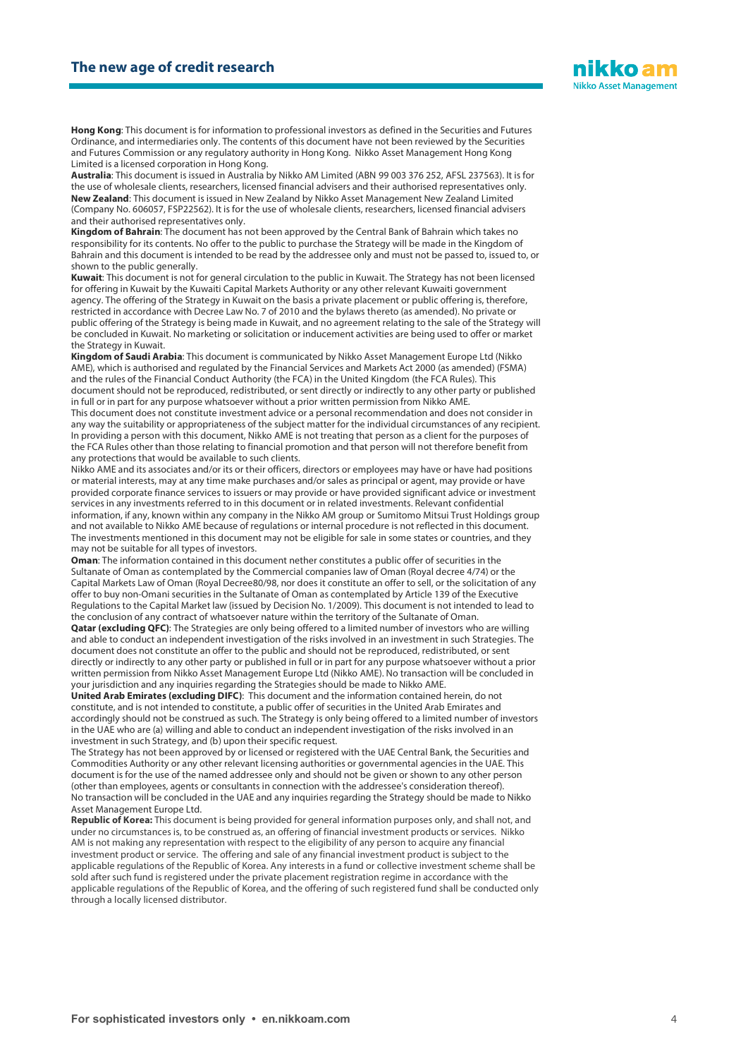**Hong Kong**: This document is for information to professional investors as defined in the Securities and Futures Ordinance, and intermediaries only. The contents of this document have not been reviewed by the Securities and Futures Commission or any regulatory authority in Hong Kong. Nikko Asset Management Hong Kong Limited is a licensed corporation in Hong Kong.
**Australia**: This document is issued in Australia by Nikko AM Limited (ABN 99 003 376 252, AFSL 237563). It is for the use of wholesale clients, researchers, licensed financial advisers and their authorised representatives only.
**New Zealand**: This document is issued in New Zealand by Nikko Asset Management New Zealand Limited (Company No. 606057, FSP22562). It is for the use of wholesale clients, researchers, licensed financial advisers and their authorised representatives only.
**Kingdom of Bahrain**: The document has not been approved by the Central Bank of Bahrain which takes no responsibility for its contents. No offer to the public to purchase the Strategy will be made in the Kingdom of Bahrain and this document is intended to be read by the addressee only and must not be passed to, issued to, or shown to the public generally.
**Kuwait**: This document is not for general circulation to the public in Kuwait. The Strategy has not been licensed for offering in Kuwait by the Kuwaiti Capital Markets Authority or any other relevant Kuwaiti government agency. The offering of the Strategy in Kuwait on the basis a private placement or public offering is, therefore, restricted in accordance with Decree Law No. 7 of 2010 and the bylaws thereto (as amended). No private or public offering of the Strategy is being made in Kuwait, and no agreement relating to the sale of the Strategy will be concluded in Kuwait. No marketing or solicitation or inducement activities are being used to offer or market the Strategy in Kuwait.
**Kingdom of Saudi Arabia**: This document is communicated by Nikko Asset Management Europe Ltd (Nikko AME), which is authorised and regulated by the Financial Services and Markets Act 2000 (as amended) (FSMA) and the rules of the Financial Conduct Authority (the FCA) in the United Kingdom (the FCA Rules). This document should not be reproduced, redistributed, or sent directly or indirectly to any other party or published in full or in part for any purpose whatsoever without a prior written permission from Nikko AME.
This document does not constitute investment advice or a personal recommendation and does not consider in any way the suitability or appropriateness of the subject matter for the individual circumstances of any recipient. In providing a person with this document, Nikko AME is not treating that person as a client for the purposes of the FCA Rules other than those relating to financial promotion and that person will not therefore benefit from any protections that would be available to such clients.
Nikko AME and its associates and/or its or their officers, directors or employees may have or have had positions or material interests, may at any time make purchases and/or sales as principal or agent, may provide or have provided corporate finance services to issuers or may provide or have provided significant advice or investment services in any investments referred to in this document or in related investments. Relevant confidential information, if any, known within any company in the Nikko AM group or Sumitomo Mitsui Trust Holdings group and not available to Nikko AME because of regulations or internal procedure is not reflected in this document. The investments mentioned in this document may not be eligible for sale in some states or countries, and they may not be suitable for all types of investors.
**Oman**: The information contained in this document nether constitutes a public offer of securities in the Sultanate of Oman as contemplated by the Commercial companies law of Oman (Royal decree 4/74) or the Capital Markets Law of Oman (Royal Decree80/98, nor does it constitute an offer to sell, or the solicitation of any offer to buy non-Omani securities in the Sultanate of Oman as contemplated by Article 139 of the Executive Regulations to the Capital Market law (issued by Decision No. 1/2009). This document is not intended to lead to the conclusion of any contract of whatsoever nature within the territory of the Sultanate of Oman.
**Qatar (excluding QFC)**: The Strategies are only being offered to a limited number of investors who are willing and able to conduct an independent investigation of the risks involved in an investment in such Strategies. The document does not constitute an offer to the public and should not be reproduced, redistributed, or sent directly or indirectly to any other party or published in full or in part for any purpose whatsoever without a prior written permission from Nikko Asset Management Europe Ltd (Nikko AME). No transaction will be concluded in your jurisdiction and any inquiries regarding the Strategies should be made to Nikko AME.
**United Arab Emirates (excluding DIFC)**: This document and the information contained herein, do not constitute, and is not intended to constitute, a public offer of securities in the United Arab Emirates and accordingly should not be construed as such. The Strategy is only being offered to a limited number of investors in the UAE who are (a) willing and able to conduct an independent investigation of the risks involved in an investment in such Strategy, and (b) upon their specific request.
The Strategy has not been approved by or licensed or registered with the UAE Central Bank, the Securities and Commodities Authority or any other relevant licensing authorities or governmental agencies in the UAE. This document is for the use of the named addressee only and should not be given or shown to any other person (other than employees, agents or consultants in connection with the addressee's consideration thereof).
No transaction will be concluded in the UAE and any inquiries regarding the Strategy should be made to Nikko Asset Management Europe Ltd.
**Republic of Korea:** This document is being provided for general information purposes only, and shall not, and under no circumstances is, to be construed as, an offering of financial investment products or services. Nikko AM is not making any representation with respect to the eligibility of any person to acquire any financial investment product or service. The offering and sale of any financial investment product is subject to the applicable regulations of the Republic of Korea. Any interests in a fund or collective investment scheme shall be sold after such fund is registered under the private placement registration regime in accordance with the applicable regulations of the Republic of Korea, and the offering of such registered fund shall be conducted only through a locally licensed distributor.